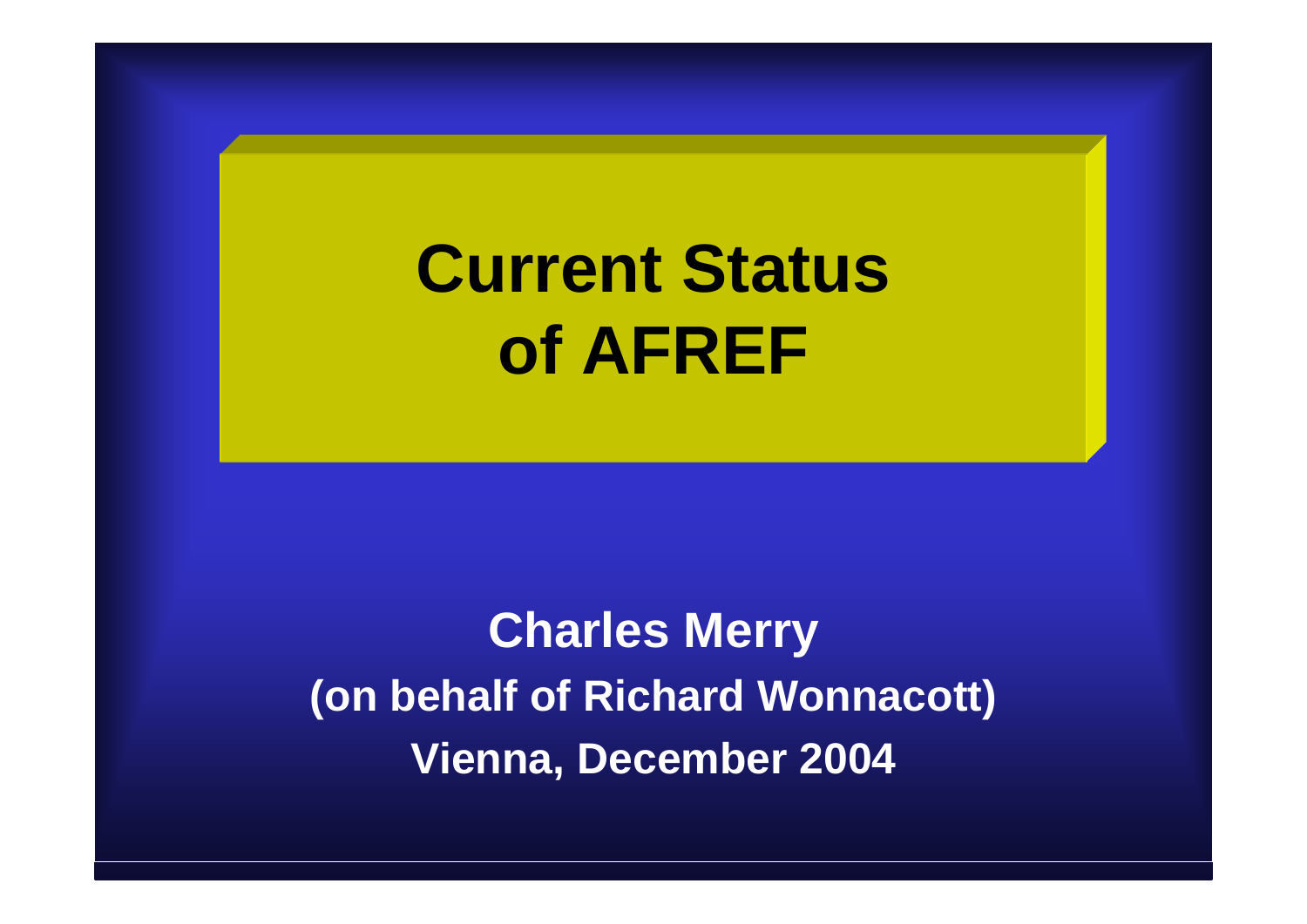# Current Status of AFREF

**Charles Merry**

**(on behalf of Richard Wonnacott)**

**Vienna, December 2004**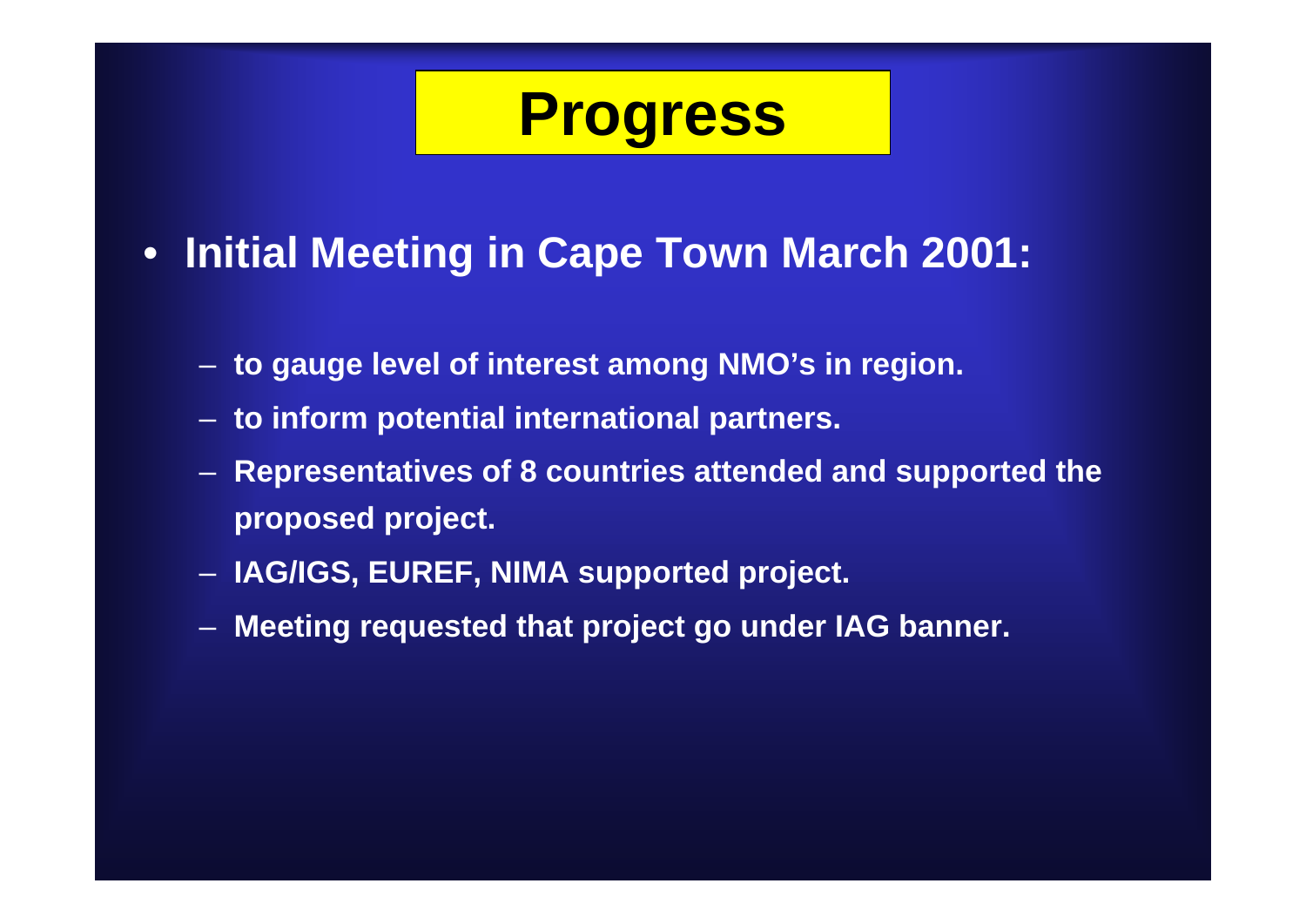# Progress

- **Initial Meeting in Cape Town March 2001:**
  - **to gauge level of interest among NMO's in region.**
  - **to inform potential international partners.**
  - **Representatives of 8 countries attended and supported the proposed project.**
  - **IAG/IGS, EUREF, NIMA supported project.**
  - **Meeting requested that project go under IAG banner.**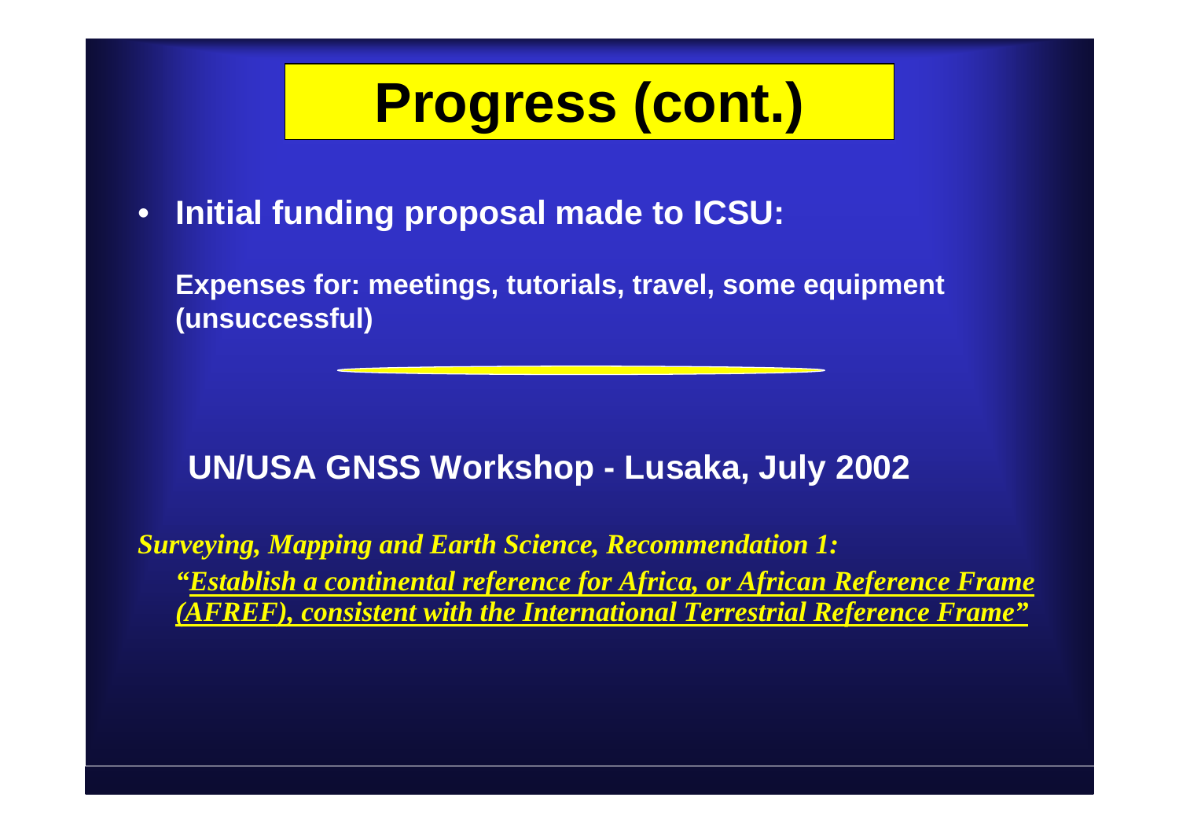# Progress (cont.)

- **Initial funding proposal made to ICSU:**

  **Expenses for: meetings, tutorials, travel, some equipment (unsuccessful)**

---

## UN/USA GNSS Workshop - Lusaka, July 2002

***Surveying, Mapping and Earth Science, Recommendation 1:***

***"Establish a continental reference for Africa, or African Reference Frame (AFREF), consistent with the International Terrestrial Reference Frame"***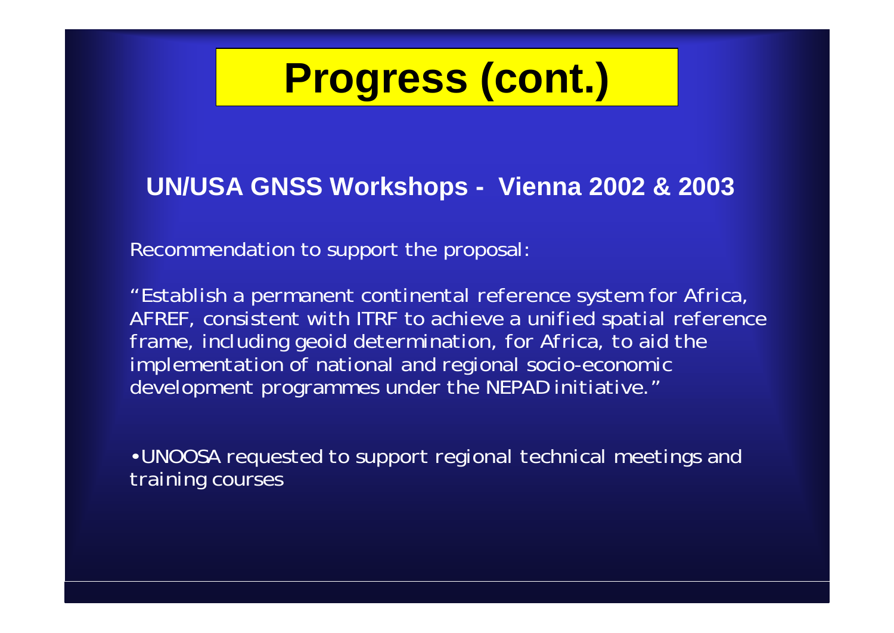# Progress (cont.)

## UN/USA GNSS Workshops - Vienna 2002 & 2003

Recommendation to support the proposal:

"Establish a permanent continental reference system for Africa, AFREF, consistent with ITRF to achieve a unified spatial reference frame, including geoid determination, for Africa, to aid the implementation of national and regional socio-economic development programmes under the NEPAD initiative."

- UNOOSA requested to support regional technical meetings and training courses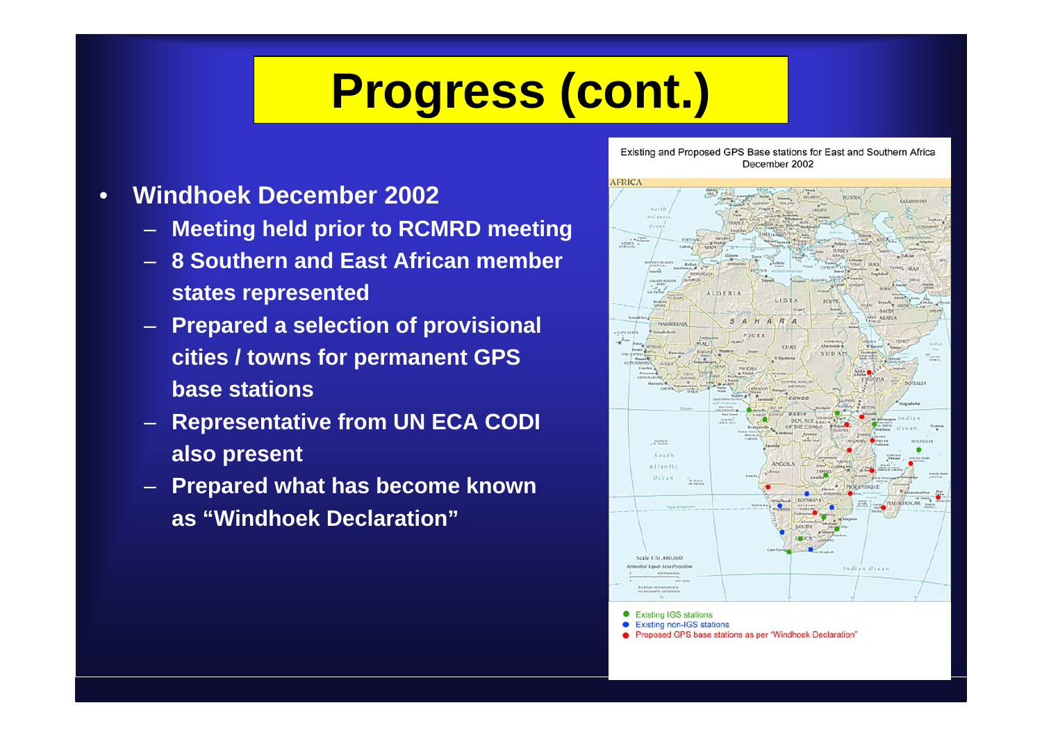# Progress (cont.)

- **Windhoek December 2002**
  - **Meeting held prior to RCMRD meeting**
  - **8 Southern and East African member states represented**
  - **Prepared a selection of provisional cities / towns for permanent GPS base stations**
  - **Representative from UN ECA CODI also present**
  - **Prepared what has become known as "Windhoek Declaration"**

Existing and Proposed GPS Base stations for East and Southern Africa
December 2002

- Existing IGS stations
- Existing non-IGS stations
- Proposed GPS base stations as per "Windhoek Declaration"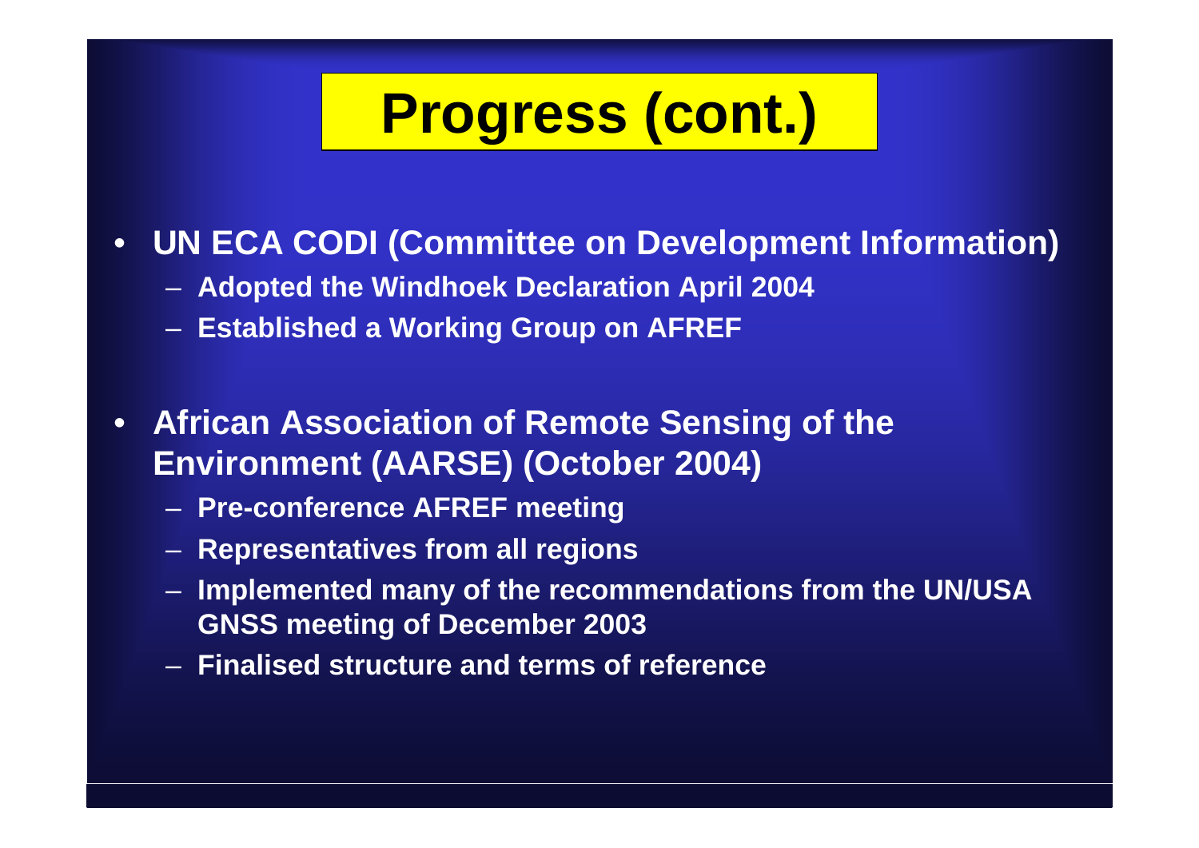# Progress (cont.)

- **UN ECA CODI (Committee on Development Information)**
  - **Adopted the Windhoek Declaration April 2004**
  - **Established a Working Group on AFREF**

- **African Association of Remote Sensing of the Environment (AARSE) (October 2004)**
  - **Pre-conference AFREF meeting**
  - **Representatives from all regions**
  - **Implemented many of the recommendations from the UN/USA GNSS meeting of December 2003**
  - **Finalised structure and terms of reference**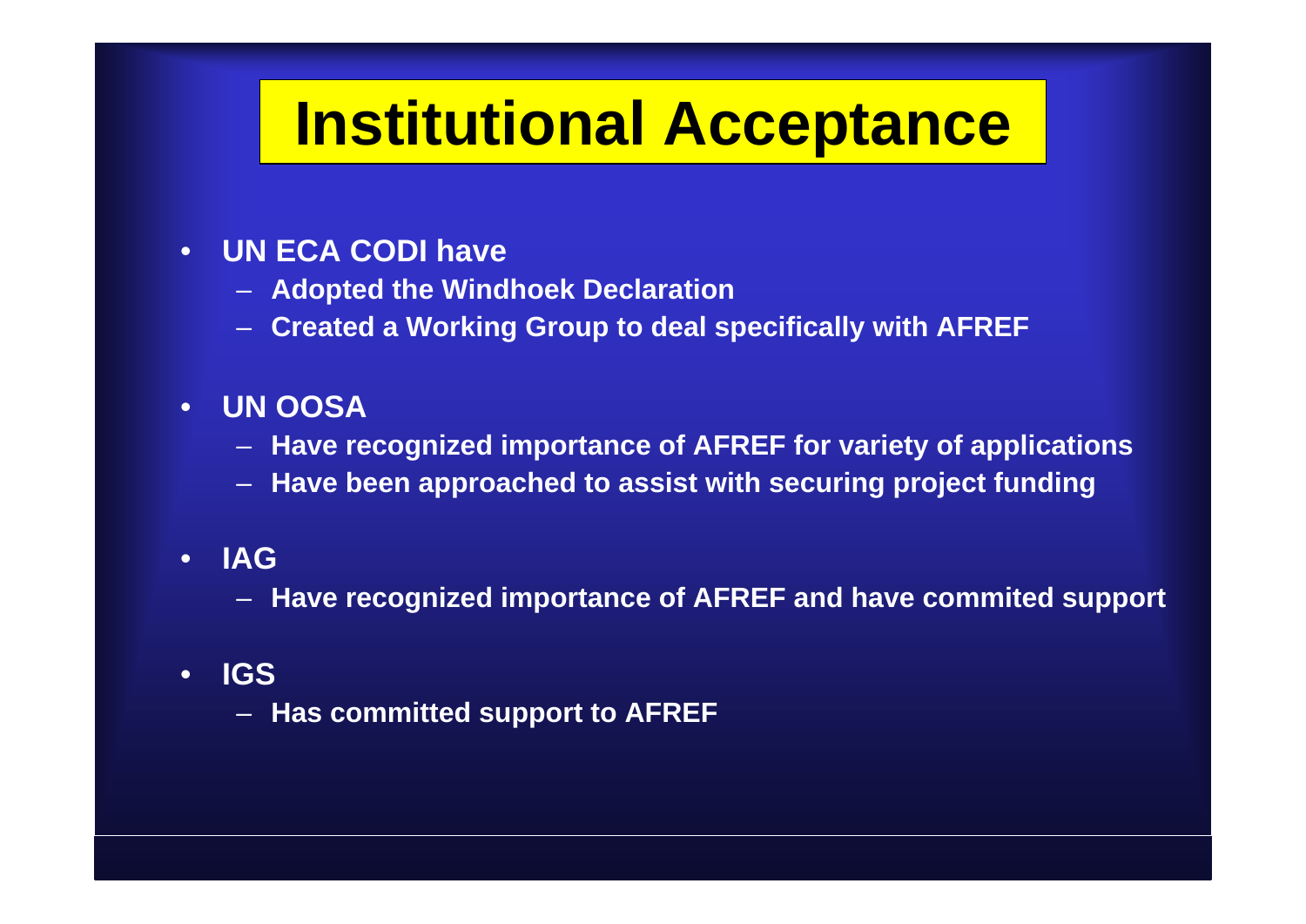# Institutional Acceptance

- **UN ECA CODI have**
  - **Adopted the Windhoek Declaration**
  - **Created a Working Group to deal specifically with AFREF**
- **UN OOSA**
  - **Have recognized importance of AFREF for variety of applications**
  - **Have been approached to assist with securing project funding**
- **IAG**
  - **Have recognized importance of AFREF and have commited support**
- **IGS**
  - **Has committed support to AFREF**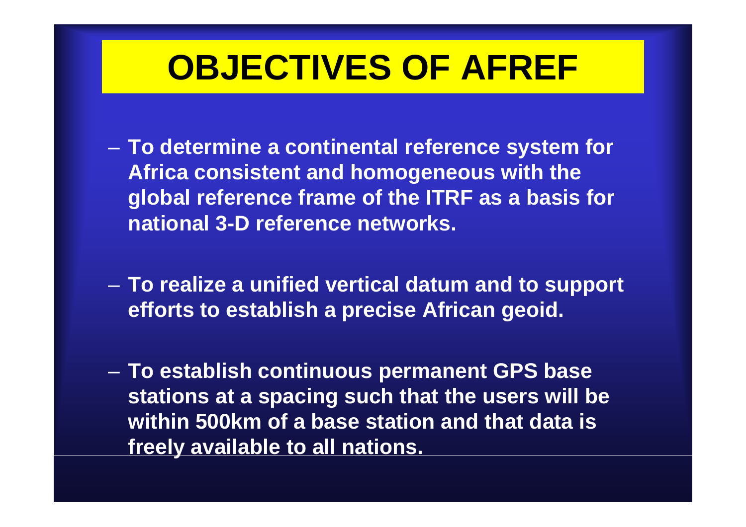# OBJECTIVES OF AFREF

- **To determine a continental reference system for Africa consistent and homogeneous with the global reference frame of the ITRF as a basis for national 3-D reference networks.**

- **To realize a unified vertical datum and to support efforts to establish a precise African geoid.**

- **To establish continuous permanent GPS base stations at a spacing such that the users will be within 500km of a base station and that data is freely available to all nations.**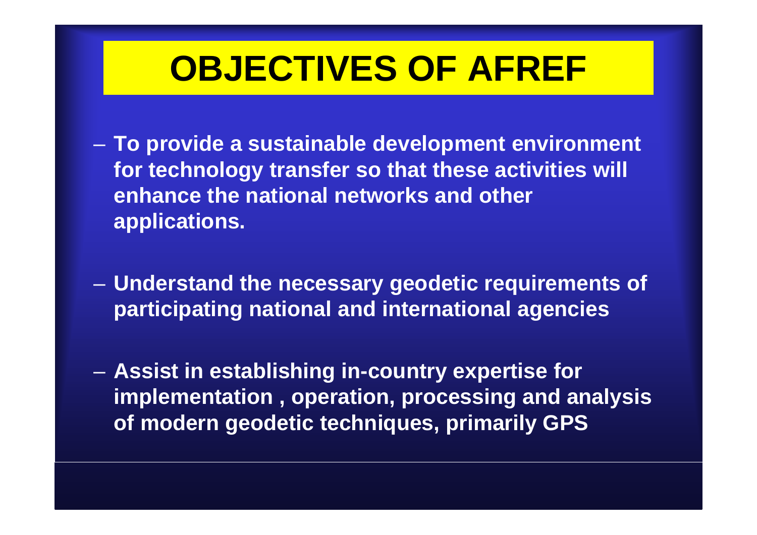# OBJECTIVES OF AFREF

- **To provide a sustainable development environment for technology transfer so that these activities will enhance the national networks and other applications.**

- **Understand the necessary geodetic requirements of participating national and international agencies**

- **Assist in establishing in-country expertise for implementation , operation, processing and analysis of modern geodetic techniques, primarily GPS**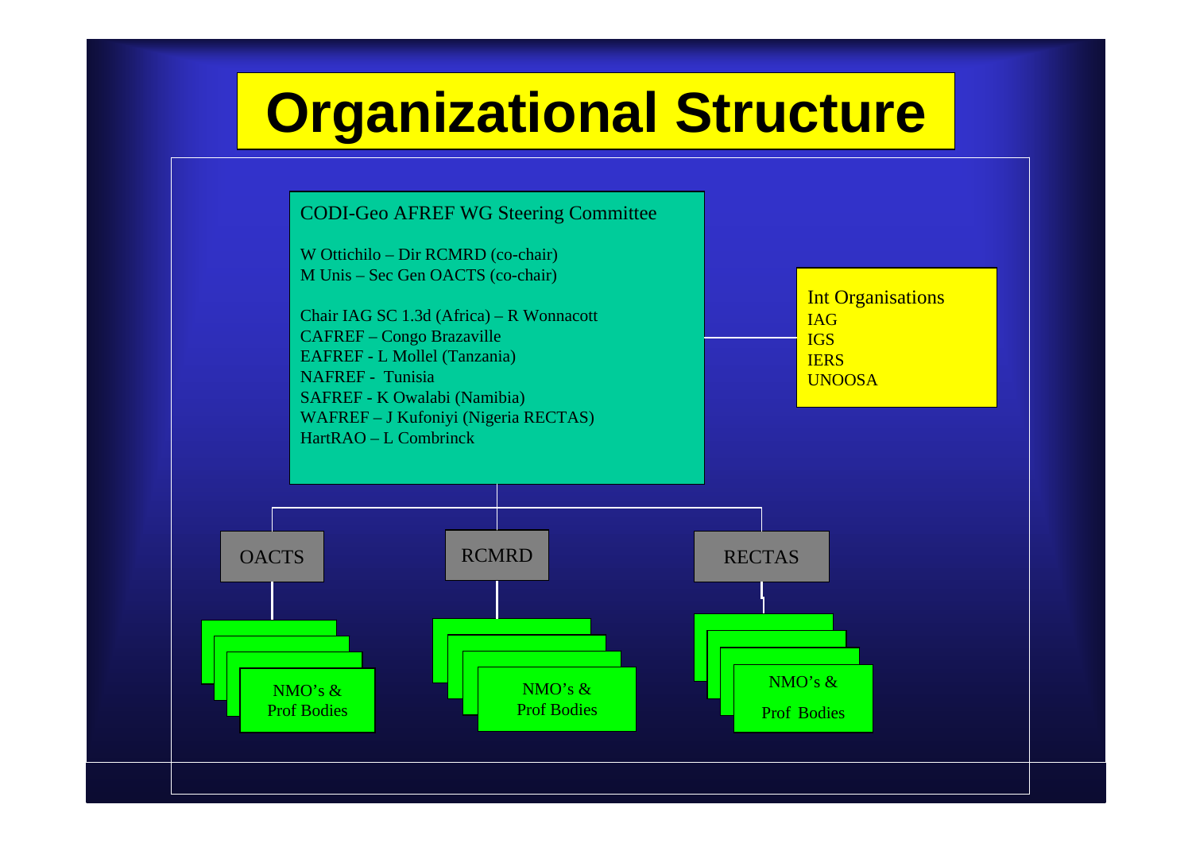# Organizational Structure

**CODI-Geo AFREF WG Steering Committee**

W Ottichilo – Dir RCMRD (co-chair)
M Unis – Sec Gen OACTS (co-chair)

Chair IAG SC 1.3d (Africa) – R Wonnacott
CAFREF – Congo Brazaville
EAFREF - L Mollel (Tanzania)
NAFREF - Tunisia
SAFREF - K Owalabi (Namibia)
WAFREF – J Kufoniyi (Nigeria RECTAS)
HartRAO – L Combrinck

**Int Organisations**

- IAG
- IGS
- IERS
- UNOOSA

**OACTS**

- NMO's & Prof Bodies

**RCMRD**

- NMO's & Prof Bodies

**RECTAS**

- NMO's & Prof Bodies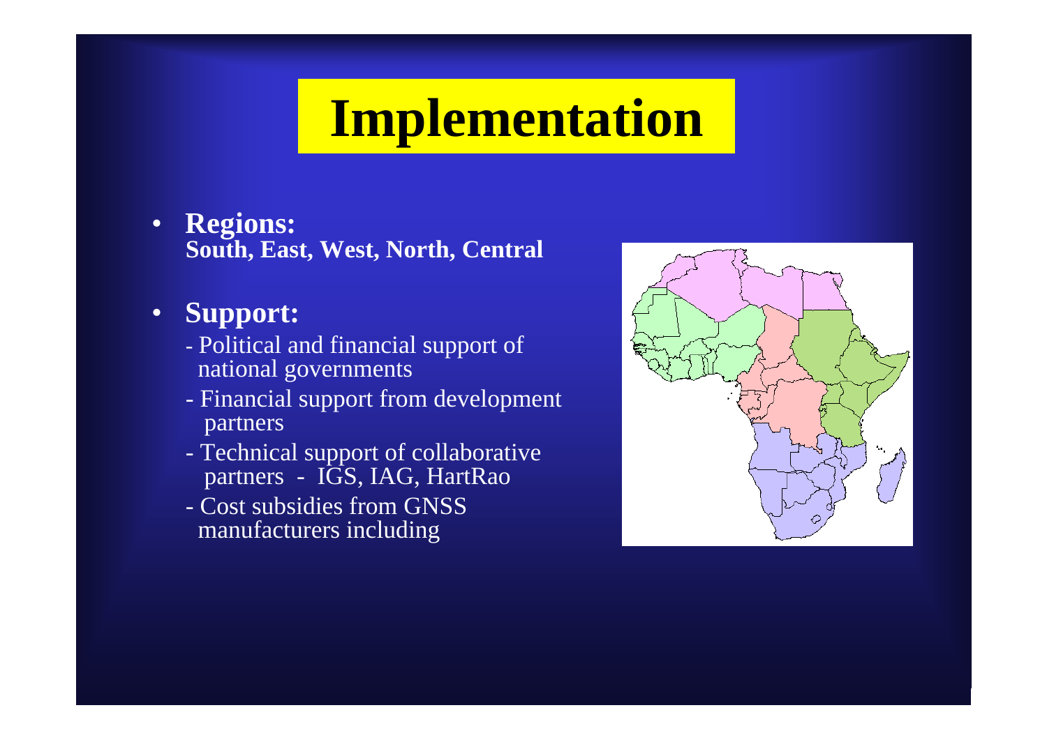# Implementation

- **Regions:**
  **South, East, West, North, Central**

- **Support:**
  - Political and financial support of national governments
  - Financial support from development partners
  - Technical support of collaborative partners - IGS, IAG, HartRao
  - Cost subsidies from GNSS manufacturers including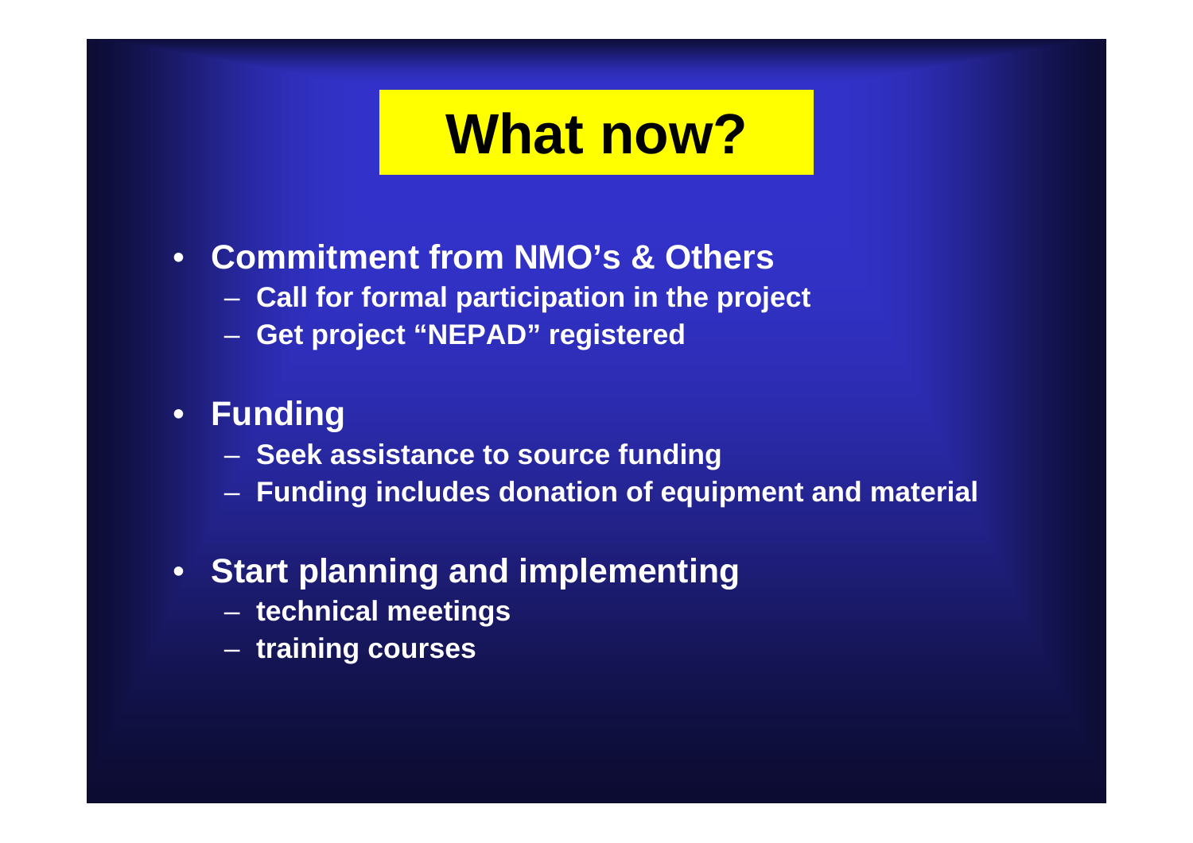# What now?

- **Commitment from NMO's & Others**
  - **Call for formal participation in the project**
  - **Get project "NEPAD" registered**
- **Funding**
  - **Seek assistance to source funding**
  - **Funding includes donation of equipment and material**
- **Start planning and implementing**
  - **technical meetings**
  - **training courses**